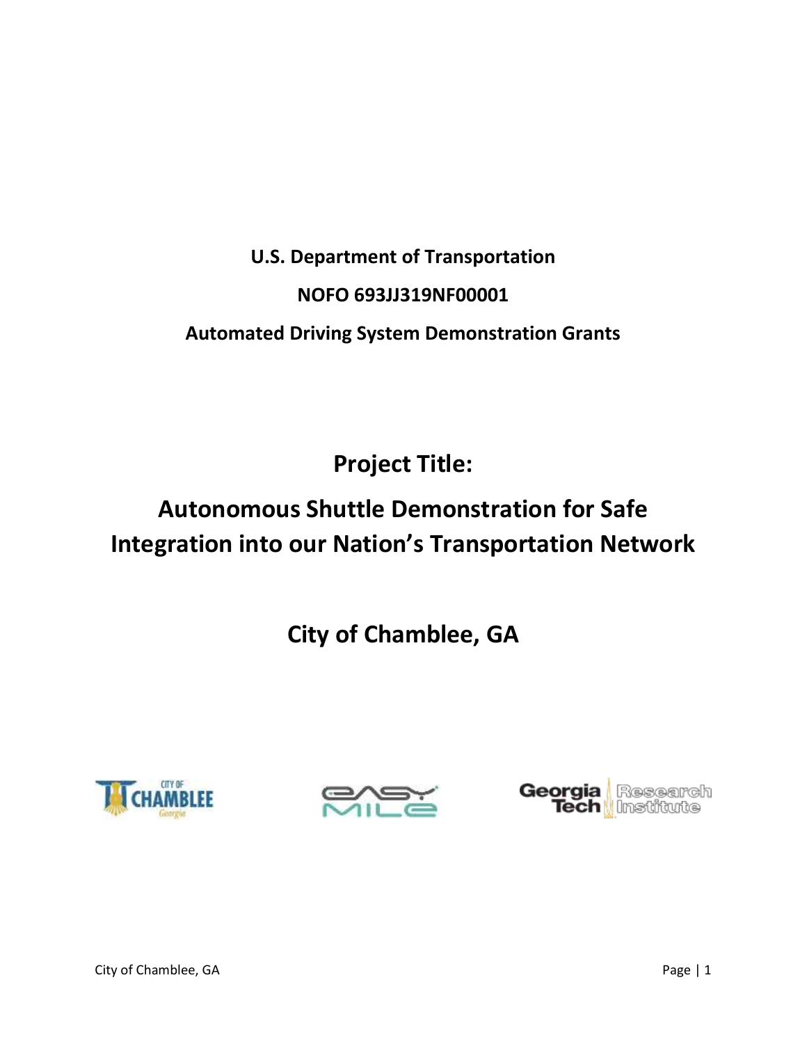**U.S. Department of Transportation**

**NOFO 693JJ319NF00001**

**Automated Driving System Demonstration Grants**

# Project Title:

# Autonomous Shuttle Demonstration for Safe Integration into our Nation's Transportation Network

## City of Chamblee, GA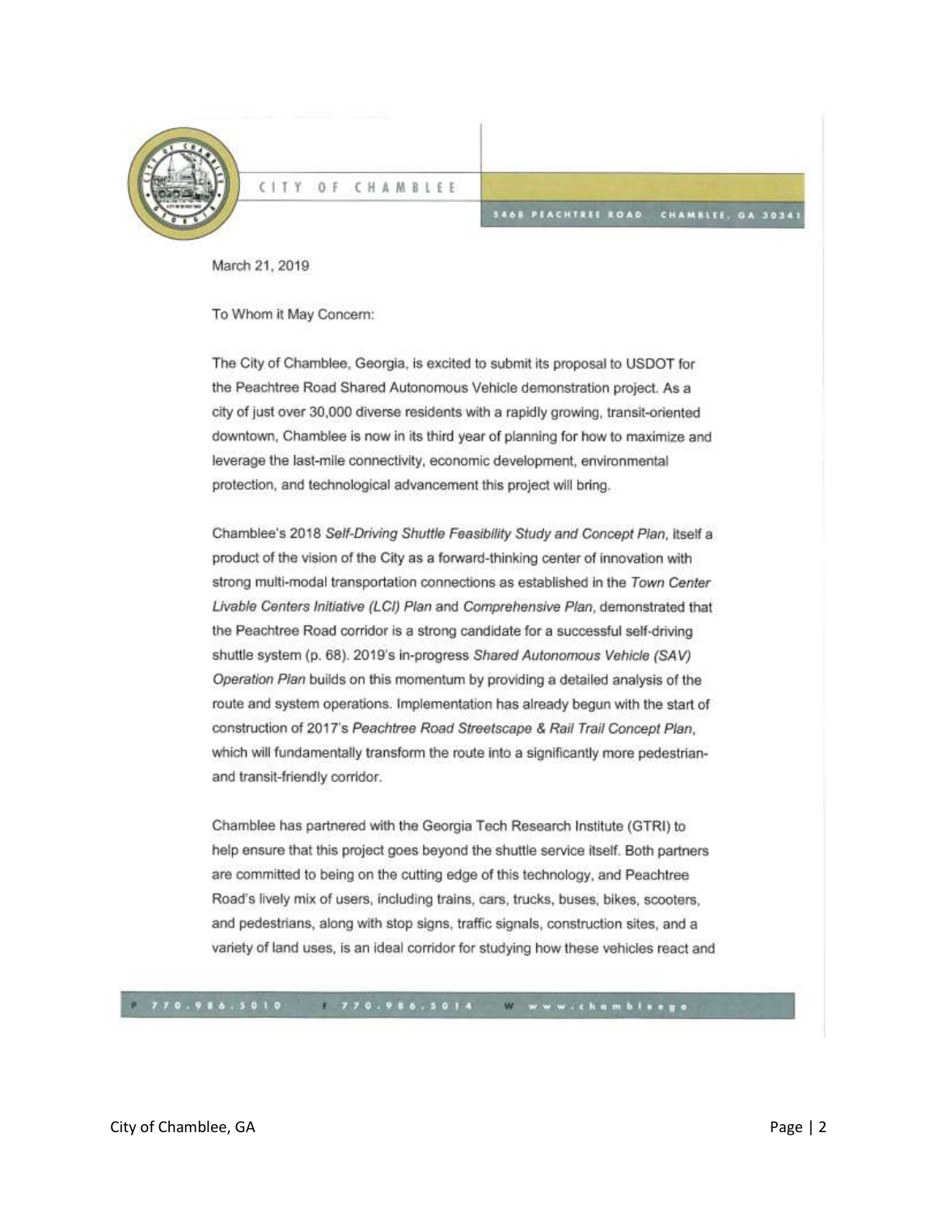CITY OF CHAMBLEE

5468 PEACHTREE ROAD CHAMBLEE, GA 30341

March 21, 2019

To Whom it May Concern:

The City of Chamblee, Georgia, is excited to submit its proposal to USDOT for the Peachtree Road Shared Autonomous Vehicle demonstration project. As a city of just over 30,000 diverse residents with a rapidly growing, transit-oriented downtown, Chamblee is now in its third year of planning for how to maximize and leverage the last-mile connectivity, economic development, environmental protection, and technological advancement this project will bring.

Chamblee's 2018 *Self-Driving Shuttle Feasibility Study and Concept Plan*, itself a product of the vision of the City as a forward-thinking center of innovation with strong multi-modal transportation connections as established in the *Town Center Livable Centers Initiative (LCI) Plan* and *Comprehensive Plan*, demonstrated that the Peachtree Road corridor is a strong candidate for a successful self-driving shuttle system (p. 68). 2019's in-progress *Shared Autonomous Vehicle (SAV) Operation Plan* builds on this momentum by providing a detailed analysis of the route and system operations. Implementation has already begun with the start of construction of 2017's *Peachtree Road Streetscape & Rail Trail Concept Plan*, which will fundamentally transform the route into a significantly more pedestrian- and transit-friendly corridor.

Chamblee has partnered with the Georgia Tech Research Institute (GTRI) to help ensure that this project goes beyond the shuttle service itself. Both partners are committed to being on the cutting edge of this technology, and Peachtree Road's lively mix of users, including trains, cars, trucks, buses, bikes, scooters, and pedestrians, along with stop signs, traffic signals, construction sites, and a variety of land uses, is an ideal corridor for studying how these vehicles react and

P 770.986.5010 F 770.986.5014 W www.chambleega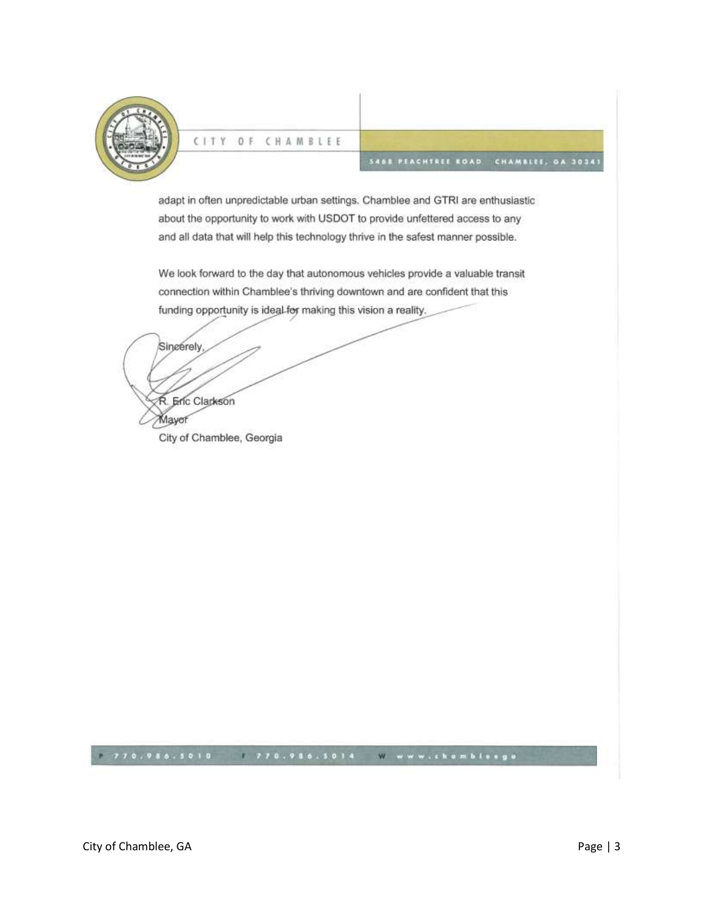adapt in often unpredictable urban settings. Chamblee and GTRI are enthusiastic about the opportunity to work with USDOT to provide unfettered access to any and all data that will help this technology thrive in the safest manner possible.

We look forward to the day that autonomous vehicles provide a valuable transit connection within Chamblee's thriving downtown and are confident that this funding opportunity is ideal for making this vision a reality.

Sincerely,

R. Eric Clarkson
Mayor
City of Chamblee, Georgia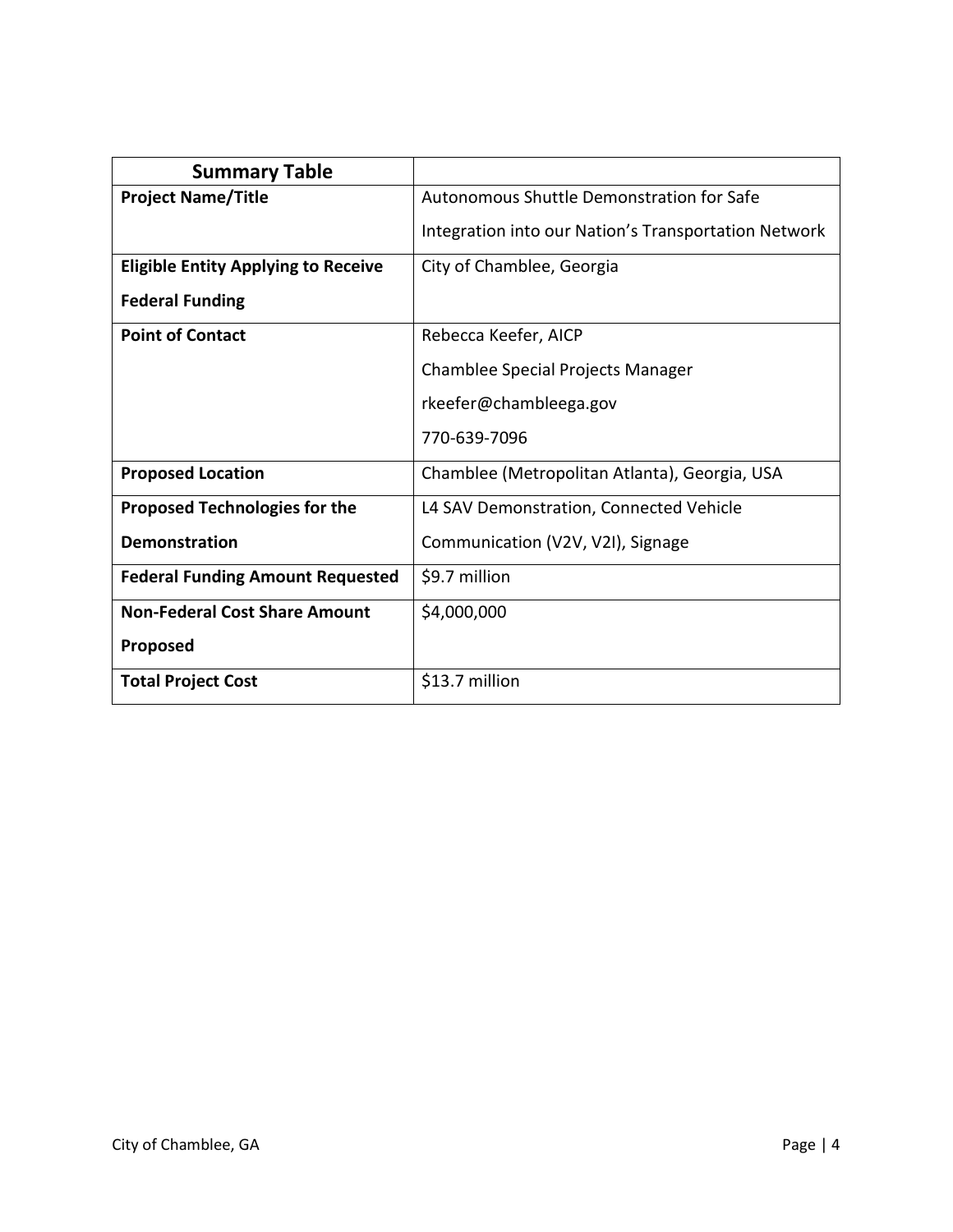| Summary Table | |
|---|---|
| **Project Name/Title** | Autonomous Shuttle Demonstration for Safe Integration into our Nation's Transportation Network |
| **Eligible Entity Applying to Receive Federal Funding** | City of Chamblee, Georgia |
| **Point of Contact** | Rebecca Keefer, AICP<br>Chamblee Special Projects Manager<br>rkeefer@chambleega.gov<br>770-639-7096 |
| **Proposed Location** | Chamblee (Metropolitan Atlanta), Georgia, USA |
| **Proposed Technologies for the Demonstration** | L4 SAV Demonstration, Connected Vehicle Communication (V2V, V2I), Signage |
| **Federal Funding Amount Requested** | $9.7 million |
| **Non-Federal Cost Share Amount Proposed** | $4,000,000 |
| **Total Project Cost** | $13.7 million |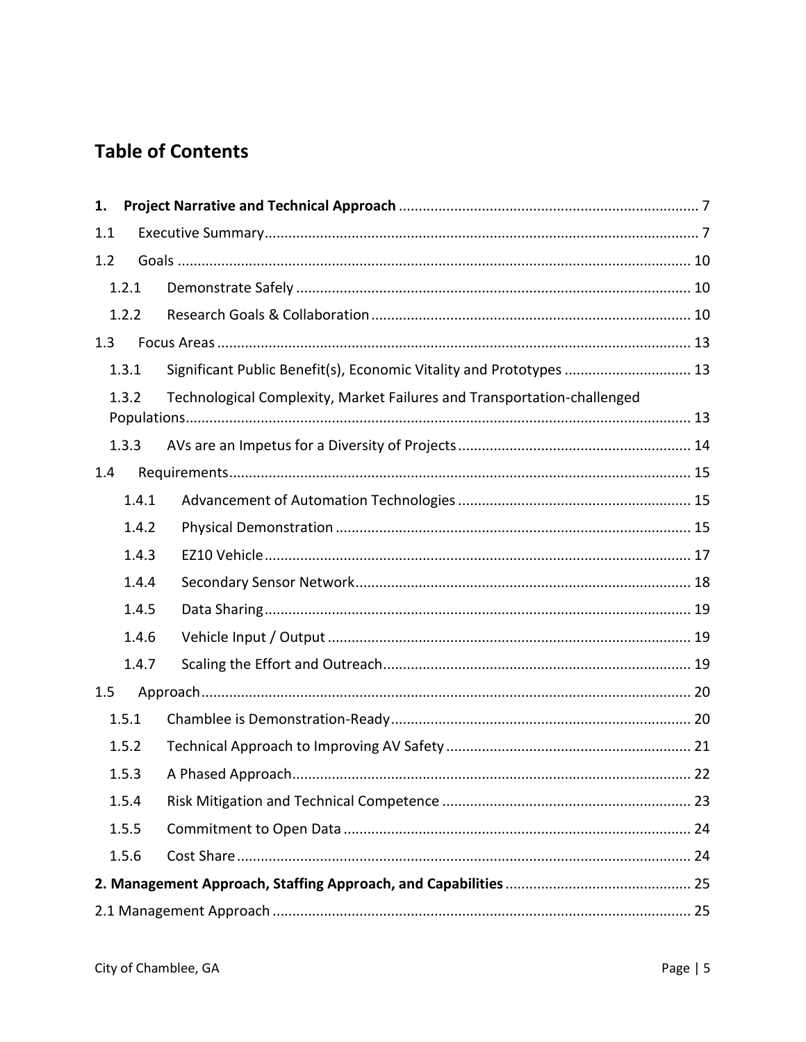## Table of Contents

**1. Project Narrative and Technical Approach** ........ 7

1.1 Executive Summary ........ 7

1.2 Goals ........ 10

- 1.2.1 Demonstrate Safely ........ 10
- 1.2.2 Research Goals & Collaboration ........ 10

1.3 Focus Areas ........ 13

- 1.3.1 Significant Public Benefit(s), Economic Vitality and Prototypes ........ 13
- 1.3.2 Technological Complexity, Market Failures and Transportation-challenged Populations ........ 13
- 1.3.3 AVs are an Impetus for a Diversity of Projects ........ 14

1.4 Requirements ........ 15

- 1.4.1 Advancement of Automation Technologies ........ 15
- 1.4.2 Physical Demonstration ........ 15
- 1.4.3 EZ10 Vehicle ........ 17
- 1.4.4 Secondary Sensor Network ........ 18
- 1.4.5 Data Sharing ........ 19
- 1.4.6 Vehicle Input / Output ........ 19
- 1.4.7 Scaling the Effort and Outreach ........ 19

1.5 Approach ........ 20

- 1.5.1 Chamblee is Demonstration-Ready ........ 20
- 1.5.2 Technical Approach to Improving AV Safety ........ 21
- 1.5.3 A Phased Approach ........ 22
- 1.5.4 Risk Mitigation and Technical Competence ........ 23
- 1.5.5 Commitment to Open Data ........ 24
- 1.5.6 Cost Share ........ 24

**2. Management Approach, Staffing Approach, and Capabilities** ........ 25

2.1 Management Approach ........ 25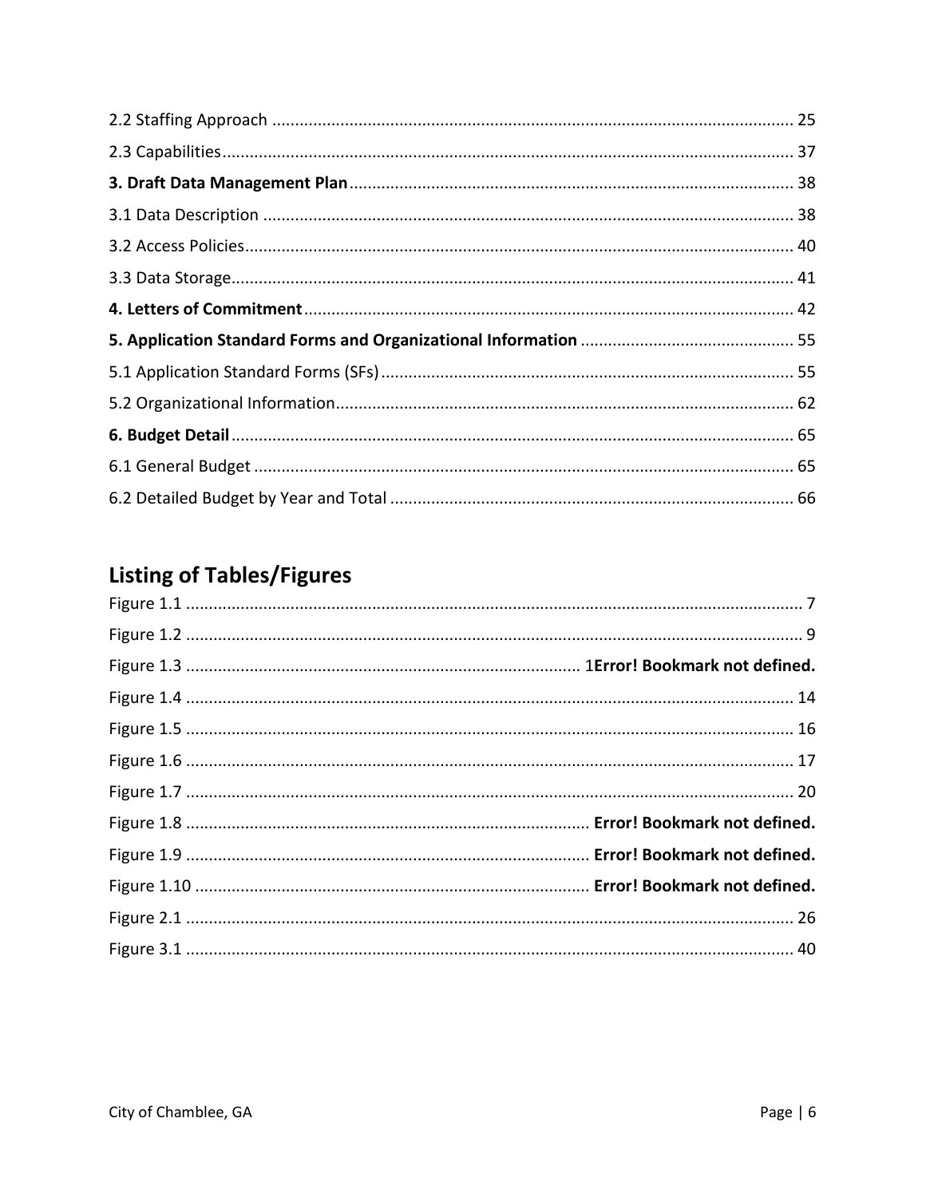2.2 Staffing Approach ................................................................................................................... 25

2.3 Capabilities.............................................................................................................................. 37

**3. Draft Data Management Plan**................................................................................................. 38

3.1 Data Description ..................................................................................................................... 38

3.2 Access Policies......................................................................................................................... 40

3.3 Data Storage............................................................................................................................ 41

**4. Letters of Commitment**........................................................................................................... 42

**5. Application Standard Forms and Organizational Information** .............................................. 55

5.1 Application Standard Forms (SFs).......................................................................................... 55

5.2 Organizational Information.................................................................................................... 62

**6. Budget Detail**.......................................................................................................................... 65

6.1 General Budget ....................................................................................................................... 65

6.2 Detailed Budget by Year and Total ......................................................................................... 66

## Listing of Tables/Figures

Figure 1.1 ...................................................................................................................................... 7

Figure 1.2 ...................................................................................................................................... 9

Figure 1.3 ...................................................................................... 1**Error! Bookmark not defined.**

Figure 1.4 .................................................................................................................................... 14

Figure 1.5 .................................................................................................................................... 16

Figure 1.6 .................................................................................................................................... 17

Figure 1.7 .................................................................................................................................... 20

Figure 1.8 ........................................................................................ **Error! Bookmark not defined.**

Figure 1.9 ........................................................................................ **Error! Bookmark not defined.**

Figure 1.10 ...................................................................................... **Error! Bookmark not defined.**

Figure 2.1 .................................................................................................................................... 26

Figure 3.1 .................................................................................................................................... 40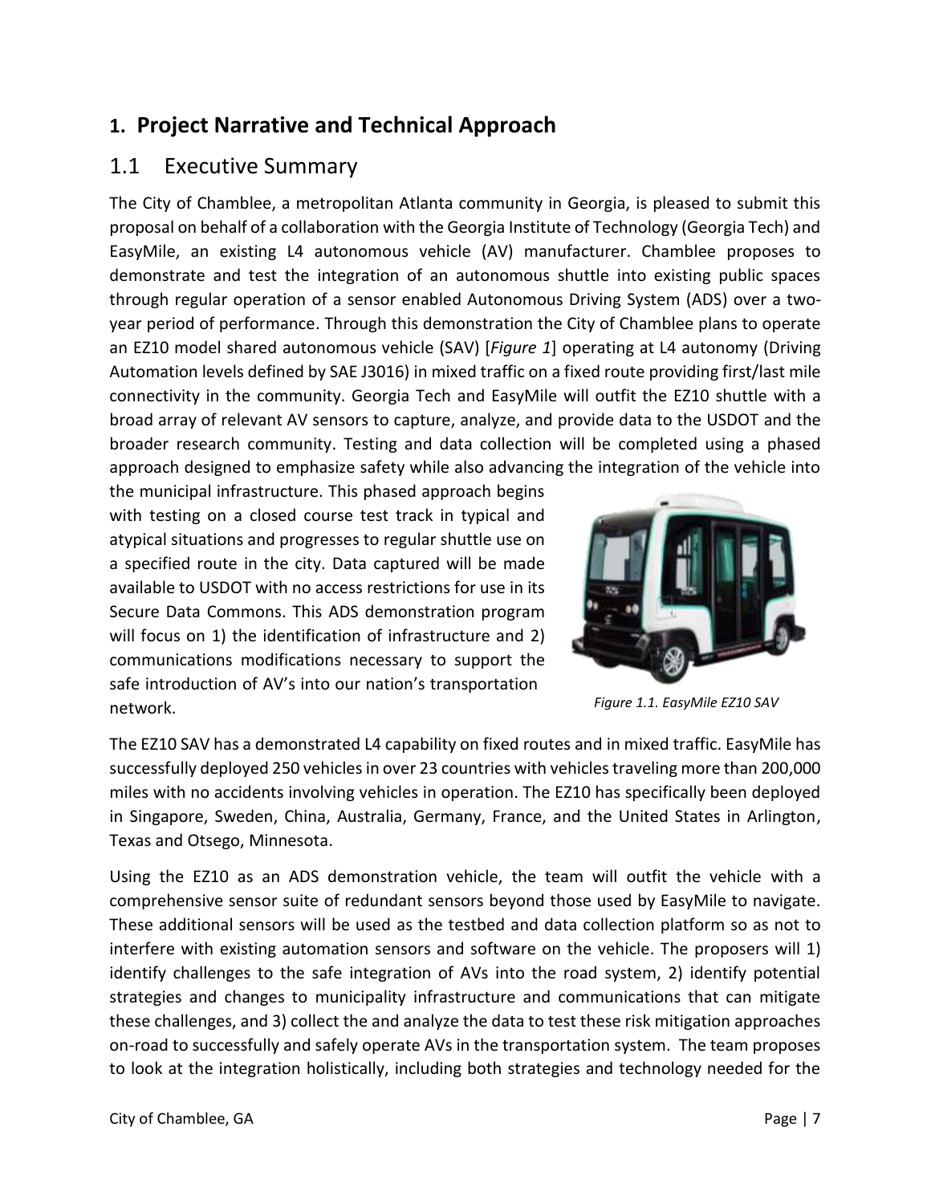## 1. Project Narrative and Technical Approach

### 1.1 Executive Summary

The City of Chamblee, a metropolitan Atlanta community in Georgia, is pleased to submit this proposal on behalf of a collaboration with the Georgia Institute of Technology (Georgia Tech) and EasyMile, an existing L4 autonomous vehicle (AV) manufacturer. Chamblee proposes to demonstrate and test the integration of an autonomous shuttle into existing public spaces through regular operation of a sensor enabled Autonomous Driving System (ADS) over a two-year period of performance. Through this demonstration the City of Chamblee plans to operate an EZ10 model shared autonomous vehicle (SAV) [*Figure 1*] operating at L4 autonomy (Driving Automation levels defined by SAE J3016) in mixed traffic on a fixed route providing first/last mile connectivity in the community. Georgia Tech and EasyMile will outfit the EZ10 shuttle with a broad array of relevant AV sensors to capture, analyze, and provide data to the USDOT and the broader research community. Testing and data collection will be completed using a phased approach designed to emphasize safety while also advancing the integration of the vehicle into the municipal infrastructure. This phased approach begins with testing on a closed course test track in typical and atypical situations and progresses to regular shuttle use on a specified route in the city. Data captured will be made available to USDOT with no access restrictions for use in its Secure Data Commons. This ADS demonstration program will focus on 1) the identification of infrastructure and 2) communications modifications necessary to support the safe introduction of AV's into our nation's transportation network.

*Figure 1.1. EasyMile EZ10 SAV*

The EZ10 SAV has a demonstrated L4 capability on fixed routes and in mixed traffic. EasyMile has successfully deployed 250 vehicles in over 23 countries with vehicles traveling more than 200,000 miles with no accidents involving vehicles in operation. The EZ10 has specifically been deployed in Singapore, Sweden, China, Australia, Germany, France, and the United States in Arlington, Texas and Otsego, Minnesota.

Using the EZ10 as an ADS demonstration vehicle, the team will outfit the vehicle with a comprehensive sensor suite of redundant sensors beyond those used by EasyMile to navigate. These additional sensors will be used as the testbed and data collection platform so as not to interfere with existing automation sensors and software on the vehicle. The proposers will 1) identify challenges to the safe integration of AVs into the road system, 2) identify potential strategies and changes to municipality infrastructure and communications that can mitigate these challenges, and 3) collect the and analyze the data to test these risk mitigation approaches on-road to successfully and safely operate AVs in the transportation system. The team proposes to look at the integration holistically, including both strategies and technology needed for the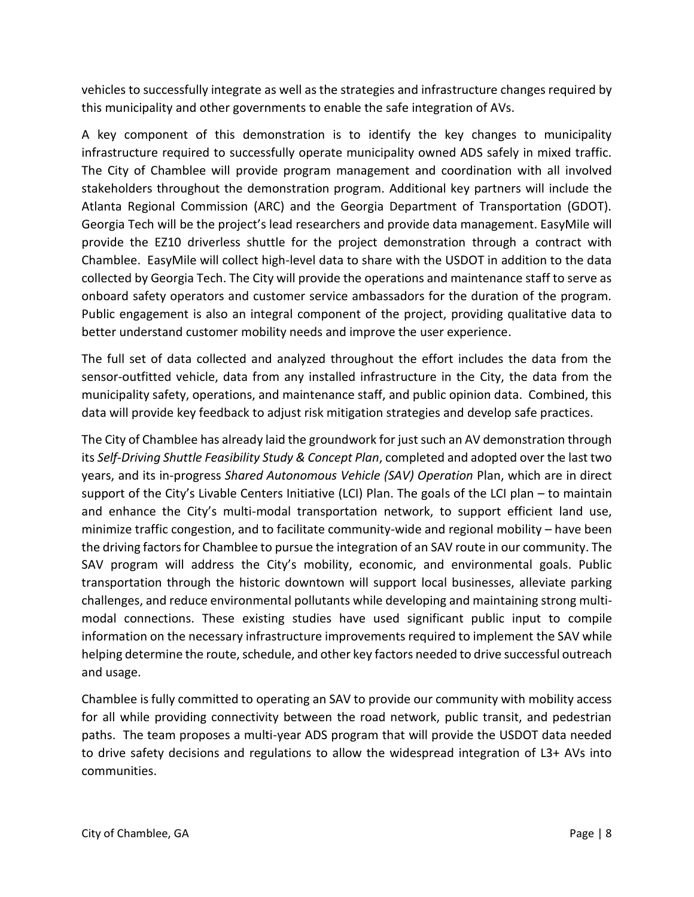vehicles to successfully integrate as well as the strategies and infrastructure changes required by this municipality and other governments to enable the safe integration of AVs.

A key component of this demonstration is to identify the key changes to municipality infrastructure required to successfully operate municipality owned ADS safely in mixed traffic. The City of Chamblee will provide program management and coordination with all involved stakeholders throughout the demonstration program. Additional key partners will include the Atlanta Regional Commission (ARC) and the Georgia Department of Transportation (GDOT). Georgia Tech will be the project's lead researchers and provide data management. EasyMile will provide the EZ10 driverless shuttle for the project demonstration through a contract with Chamblee. EasyMile will collect high-level data to share with the USDOT in addition to the data collected by Georgia Tech. The City will provide the operations and maintenance staff to serve as onboard safety operators and customer service ambassadors for the duration of the program. Public engagement is also an integral component of the project, providing qualitative data to better understand customer mobility needs and improve the user experience.

The full set of data collected and analyzed throughout the effort includes the data from the sensor-outfitted vehicle, data from any installed infrastructure in the City, the data from the municipality safety, operations, and maintenance staff, and public opinion data. Combined, this data will provide key feedback to adjust risk mitigation strategies and develop safe practices.

The City of Chamblee has already laid the groundwork for just such an AV demonstration through its *Self-Driving Shuttle Feasibility Study & Concept Plan*, completed and adopted over the last two years, and its in-progress *Shared Autonomous Vehicle (SAV) Operation* Plan, which are in direct support of the City's Livable Centers Initiative (LCI) Plan. The goals of the LCI plan – to maintain and enhance the City's multi-modal transportation network, to support efficient land use, minimize traffic congestion, and to facilitate community-wide and regional mobility – have been the driving factors for Chamblee to pursue the integration of an SAV route in our community. The SAV program will address the City's mobility, economic, and environmental goals. Public transportation through the historic downtown will support local businesses, alleviate parking challenges, and reduce environmental pollutants while developing and maintaining strong multi-modal connections. These existing studies have used significant public input to compile information on the necessary infrastructure improvements required to implement the SAV while helping determine the route, schedule, and other key factors needed to drive successful outreach and usage.

Chamblee is fully committed to operating an SAV to provide our community with mobility access for all while providing connectivity between the road network, public transit, and pedestrian paths. The team proposes a multi-year ADS program that will provide the USDOT data needed to drive safety decisions and regulations to allow the widespread integration of L3+ AVs into communities.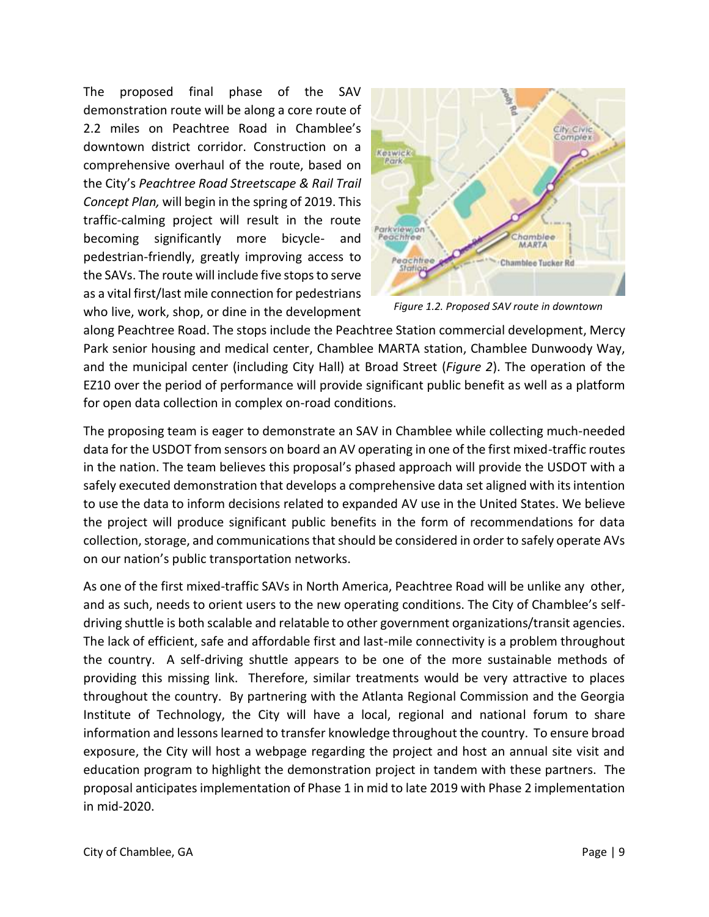The proposed final phase of the SAV demonstration route will be along a core route of 2.2 miles on Peachtree Road in Chamblee's downtown district corridor. Construction on a comprehensive overhaul of the route, based on the City's *Peachtree Road Streetscape & Rail Trail Concept Plan,* will begin in the spring of 2019. This traffic-calming project will result in the route becoming significantly more bicycle- and pedestrian-friendly, greatly improving access to the SAVs. The route will include five stops to serve as a vital first/last mile connection for pedestrians who live, work, shop, or dine in the development along Peachtree Road. The stops include the Peachtree Station commercial development, Mercy Park senior housing and medical center, Chamblee MARTA station, Chamblee Dunwoody Way, and the municipal center (including City Hall) at Broad Street (*Figure 2*). The operation of the EZ10 over the period of performance will provide significant public benefit as well as a platform for open data collection in complex on-road conditions.

*Figure 1.2. Proposed SAV route in downtown*

The proposing team is eager to demonstrate an SAV in Chamblee while collecting much-needed data for the USDOT from sensors on board an AV operating in one of the first mixed-traffic routes in the nation. The team believes this proposal's phased approach will provide the USDOT with a safely executed demonstration that develops a comprehensive data set aligned with its intention to use the data to inform decisions related to expanded AV use in the United States. We believe the project will produce significant public benefits in the form of recommendations for data collection, storage, and communications that should be considered in order to safely operate AVs on our nation's public transportation networks.

As one of the first mixed-traffic SAVs in North America, Peachtree Road will be unlike any other, and as such, needs to orient users to the new operating conditions. The City of Chamblee's self-driving shuttle is both scalable and relatable to other government organizations/transit agencies. The lack of efficient, safe and affordable first and last-mile connectivity is a problem throughout the country. A self-driving shuttle appears to be one of the more sustainable methods of providing this missing link. Therefore, similar treatments would be very attractive to places throughout the country. By partnering with the Atlanta Regional Commission and the Georgia Institute of Technology, the City will have a local, regional and national forum to share information and lessons learned to transfer knowledge throughout the country. To ensure broad exposure, the City will host a webpage regarding the project and host an annual site visit and education program to highlight the demonstration project in tandem with these partners. The proposal anticipates implementation of Phase 1 in mid to late 2019 with Phase 2 implementation in mid-2020.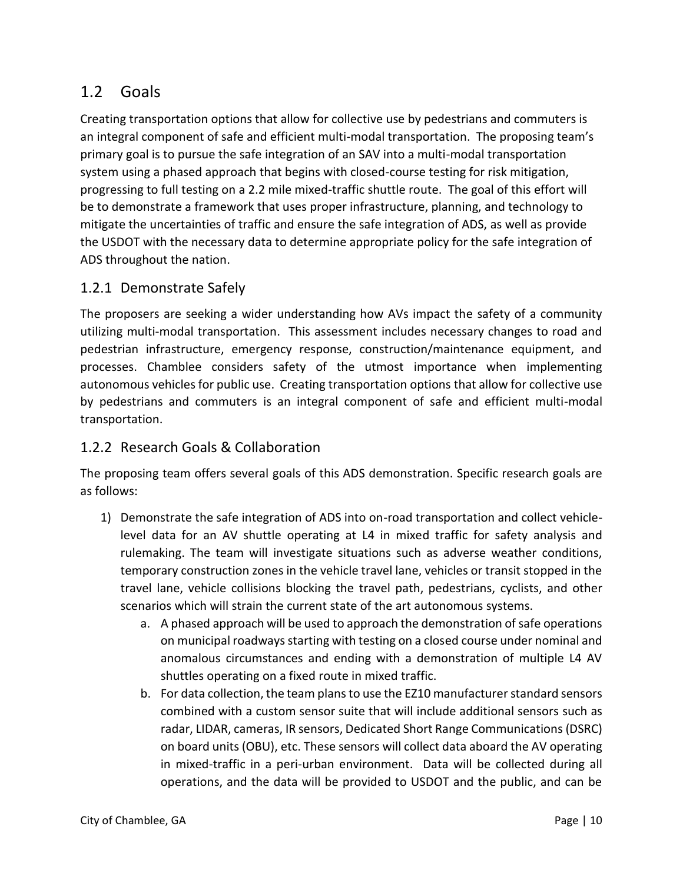## 1.2 Goals

Creating transportation options that allow for collective use by pedestrians and commuters is an integral component of safe and efficient multi-modal transportation. The proposing team's primary goal is to pursue the safe integration of an SAV into a multi-modal transportation system using a phased approach that begins with closed-course testing for risk mitigation, progressing to full testing on a 2.2 mile mixed-traffic shuttle route. The goal of this effort will be to demonstrate a framework that uses proper infrastructure, planning, and technology to mitigate the uncertainties of traffic and ensure the safe integration of ADS, as well as provide the USDOT with the necessary data to determine appropriate policy for the safe integration of ADS throughout the nation.

### 1.2.1 Demonstrate Safely

The proposers are seeking a wider understanding how AVs impact the safety of a community utilizing multi-modal transportation. This assessment includes necessary changes to road and pedestrian infrastructure, emergency response, construction/maintenance equipment, and processes. Chamblee considers safety of the utmost importance when implementing autonomous vehicles for public use. Creating transportation options that allow for collective use by pedestrians and commuters is an integral component of safe and efficient multi-modal transportation.

### 1.2.2 Research Goals & Collaboration

The proposing team offers several goals of this ADS demonstration. Specific research goals are as follows:

1) Demonstrate the safe integration of ADS into on-road transportation and collect vehicle-level data for an AV shuttle operating at L4 in mixed traffic for safety analysis and rulemaking. The team will investigate situations such as adverse weather conditions, temporary construction zones in the vehicle travel lane, vehicles or transit stopped in the travel lane, vehicle collisions blocking the travel path, pedestrians, cyclists, and other scenarios which will strain the current state of the art autonomous systems.
    a. A phased approach will be used to approach the demonstration of safe operations on municipal roadways starting with testing on a closed course under nominal and anomalous circumstances and ending with a demonstration of multiple L4 AV shuttles operating on a fixed route in mixed traffic.
    b. For data collection, the team plans to use the EZ10 manufacturer standard sensors combined with a custom sensor suite that will include additional sensors such as radar, LIDAR, cameras, IR sensors, Dedicated Short Range Communications (DSRC) on board units (OBU), etc. These sensors will collect data aboard the AV operating in mixed-traffic in a peri-urban environment. Data will be collected during all operations, and the data will be provided to USDOT and the public, and can be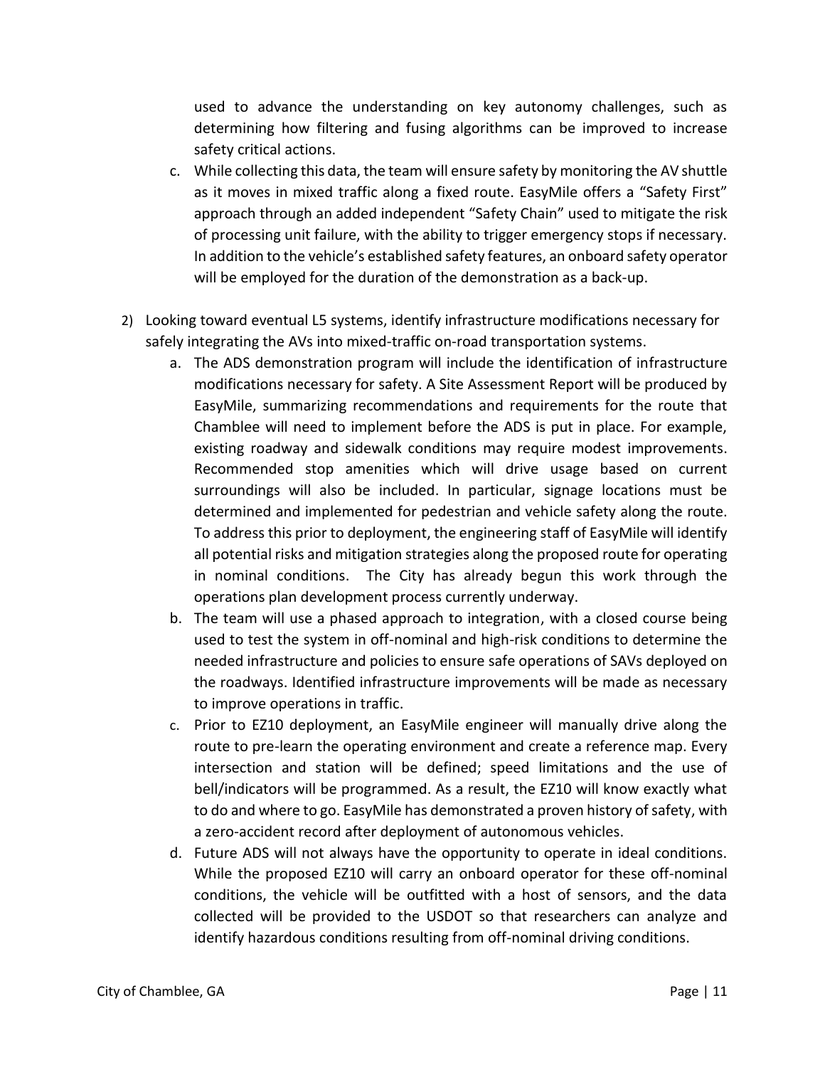used to advance the understanding on key autonomy challenges, such as determining how filtering and fusing algorithms can be improved to increase safety critical actions.

   c. While collecting this data, the team will ensure safety by monitoring the AV shuttle as it moves in mixed traffic along a fixed route. EasyMile offers a "Safety First" approach through an added independent "Safety Chain" used to mitigate the risk of processing unit failure, with the ability to trigger emergency stops if necessary. In addition to the vehicle's established safety features, an onboard safety operator will be employed for the duration of the demonstration as a back-up.

2) Looking toward eventual L5 systems, identify infrastructure modifications necessary for safely integrating the AVs into mixed-traffic on-road transportation systems.
   a. The ADS demonstration program will include the identification of infrastructure modifications necessary for safety. A Site Assessment Report will be produced by EasyMile, summarizing recommendations and requirements for the route that Chamblee will need to implement before the ADS is put in place. For example, existing roadway and sidewalk conditions may require modest improvements. Recommended stop amenities which will drive usage based on current surroundings will also be included. In particular, signage locations must be determined and implemented for pedestrian and vehicle safety along the route. To address this prior to deployment, the engineering staff of EasyMile will identify all potential risks and mitigation strategies along the proposed route for operating in nominal conditions. The City has already begun this work through the operations plan development process currently underway.
   b. The team will use a phased approach to integration, with a closed course being used to test the system in off-nominal and high-risk conditions to determine the needed infrastructure and policies to ensure safe operations of SAVs deployed on the roadways. Identified infrastructure improvements will be made as necessary to improve operations in traffic.
   c. Prior to EZ10 deployment, an EasyMile engineer will manually drive along the route to pre-learn the operating environment and create a reference map. Every intersection and station will be defined; speed limitations and the use of bell/indicators will be programmed. As a result, the EZ10 will know exactly what to do and where to go. EasyMile has demonstrated a proven history of safety, with a zero-accident record after deployment of autonomous vehicles.
   d. Future ADS will not always have the opportunity to operate in ideal conditions. While the proposed EZ10 will carry an onboard operator for these off-nominal conditions, the vehicle will be outfitted with a host of sensors, and the data collected will be provided to the USDOT so that researchers can analyze and identify hazardous conditions resulting from off-nominal driving conditions.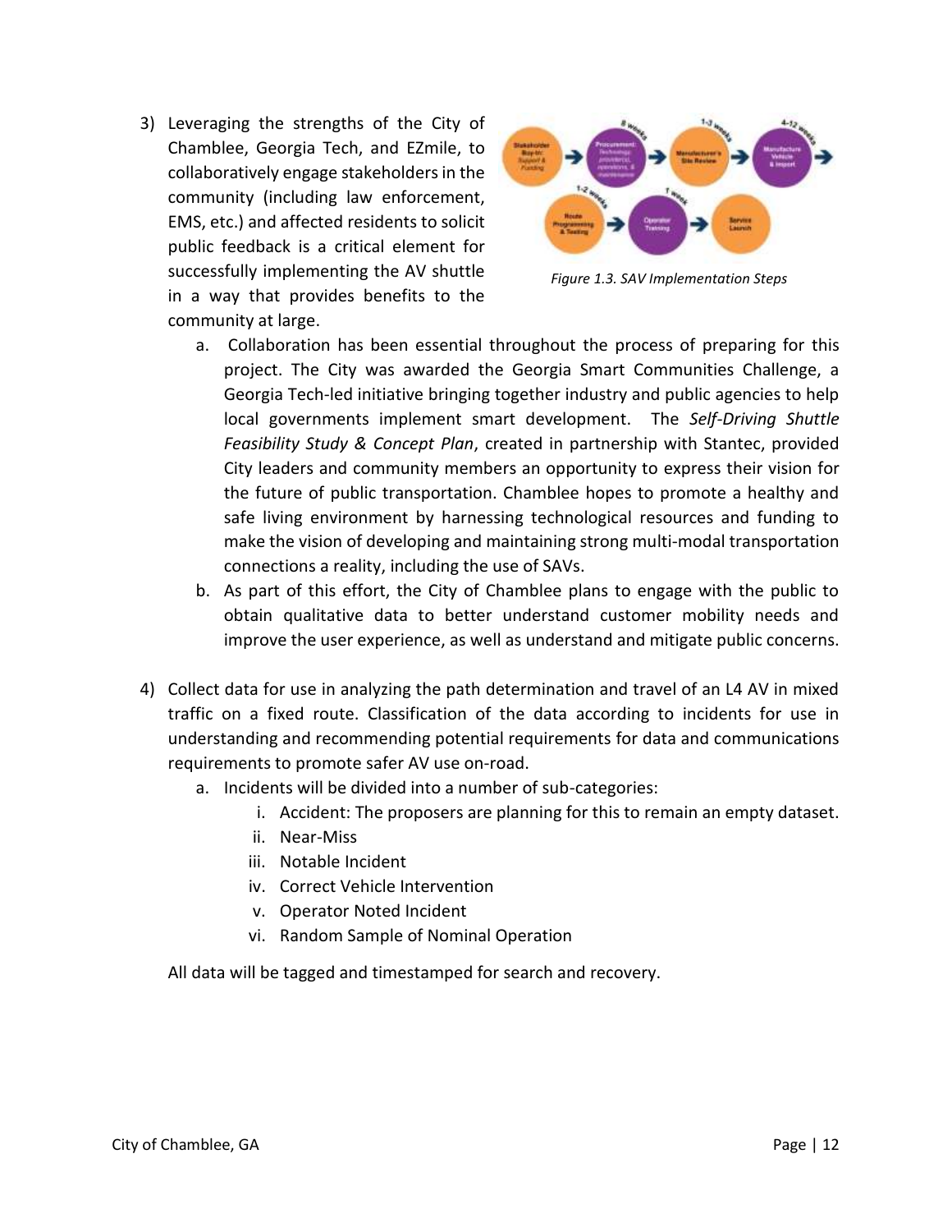3) Leveraging the strengths of the City of Chamblee, Georgia Tech, and EZmile, to collaboratively engage stakeholders in the community (including law enforcement, EMS, etc.) and affected residents to solicit public feedback is a critical element for successfully implementing the AV shuttle in a way that provides benefits to the community at large.

*Figure 1.3. SAV Implementation Steps*

   a. Collaboration has been essential throughout the process of preparing for this project. The City was awarded the Georgia Smart Communities Challenge, a Georgia Tech-led initiative bringing together industry and public agencies to help local governments implement smart development. The *Self-Driving Shuttle Feasibility Study & Concept Plan*, created in partnership with Stantec, provided City leaders and community members an opportunity to express their vision for the future of public transportation. Chamblee hopes to promote a healthy and safe living environment by harnessing technological resources and funding to make the vision of developing and maintaining strong multi-modal transportation connections a reality, including the use of SAVs.
   b. As part of this effort, the City of Chamblee plans to engage with the public to obtain qualitative data to better understand customer mobility needs and improve the user experience, as well as understand and mitigate public concerns.

4) Collect data for use in analyzing the path determination and travel of an L4 AV in mixed traffic on a fixed route. Classification of the data according to incidents for use in understanding and recommending potential requirements for data and communications requirements to promote safer AV use on-road.
   a. Incidents will be divided into a number of sub-categories:
      i. Accident: The proposers are planning for this to remain an empty dataset.
      ii. Near-Miss
      iii. Notable Incident
      iv. Correct Vehicle Intervention
      v. Operator Noted Incident
      vi. Random Sample of Nominal Operation

   All data will be tagged and timestamped for search and recovery.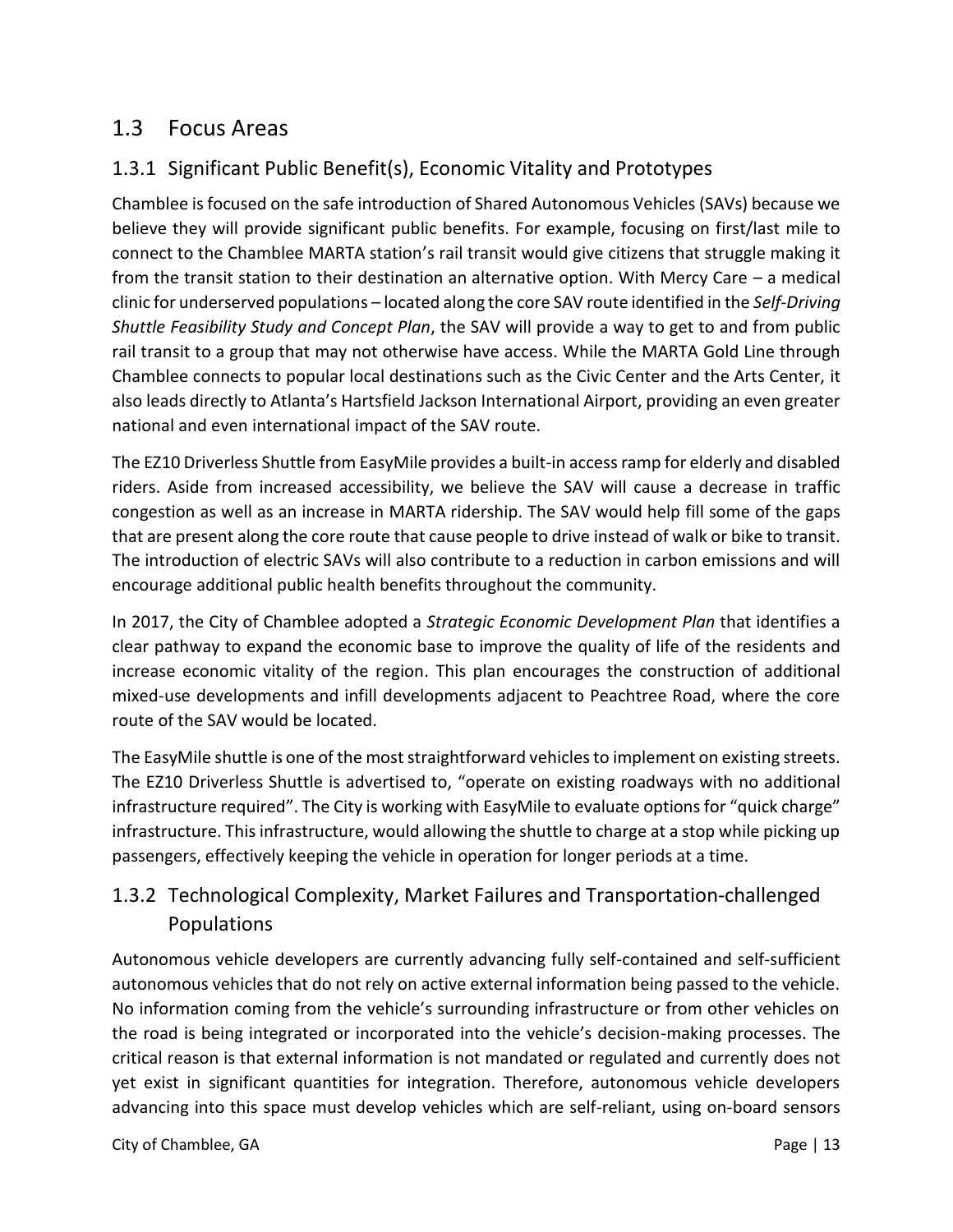## 1.3 Focus Areas

### 1.3.1 Significant Public Benefit(s), Economic Vitality and Prototypes

Chamblee is focused on the safe introduction of Shared Autonomous Vehicles (SAVs) because we believe they will provide significant public benefits. For example, focusing on first/last mile to connect to the Chamblee MARTA station's rail transit would give citizens that struggle making it from the transit station to their destination an alternative option. With Mercy Care – a medical clinic for underserved populations – located along the core SAV route identified in the *Self-Driving Shuttle Feasibility Study and Concept Plan*, the SAV will provide a way to get to and from public rail transit to a group that may not otherwise have access. While the MARTA Gold Line through Chamblee connects to popular local destinations such as the Civic Center and the Arts Center, it also leads directly to Atlanta's Hartsfield Jackson International Airport, providing an even greater national and even international impact of the SAV route.

The EZ10 Driverless Shuttle from EasyMile provides a built-in access ramp for elderly and disabled riders. Aside from increased accessibility, we believe the SAV will cause a decrease in traffic congestion as well as an increase in MARTA ridership. The SAV would help fill some of the gaps that are present along the core route that cause people to drive instead of walk or bike to transit. The introduction of electric SAVs will also contribute to a reduction in carbon emissions and will encourage additional public health benefits throughout the community.

In 2017, the City of Chamblee adopted a *Strategic Economic Development Plan* that identifies a clear pathway to expand the economic base to improve the quality of life of the residents and increase economic vitality of the region. This plan encourages the construction of additional mixed-use developments and infill developments adjacent to Peachtree Road, where the core route of the SAV would be located.

The EasyMile shuttle is one of the most straightforward vehicles to implement on existing streets. The EZ10 Driverless Shuttle is advertised to, "operate on existing roadways with no additional infrastructure required". The City is working with EasyMile to evaluate options for "quick charge" infrastructure. This infrastructure, would allowing the shuttle to charge at a stop while picking up passengers, effectively keeping the vehicle in operation for longer periods at a time.

### 1.3.2 Technological Complexity, Market Failures and Transportation-challenged Populations

Autonomous vehicle developers are currently advancing fully self-contained and self-sufficient autonomous vehicles that do not rely on active external information being passed to the vehicle. No information coming from the vehicle's surrounding infrastructure or from other vehicles on the road is being integrated or incorporated into the vehicle's decision-making processes. The critical reason is that external information is not mandated or regulated and currently does not yet exist in significant quantities for integration. Therefore, autonomous vehicle developers advancing into this space must develop vehicles which are self-reliant, using on-board sensors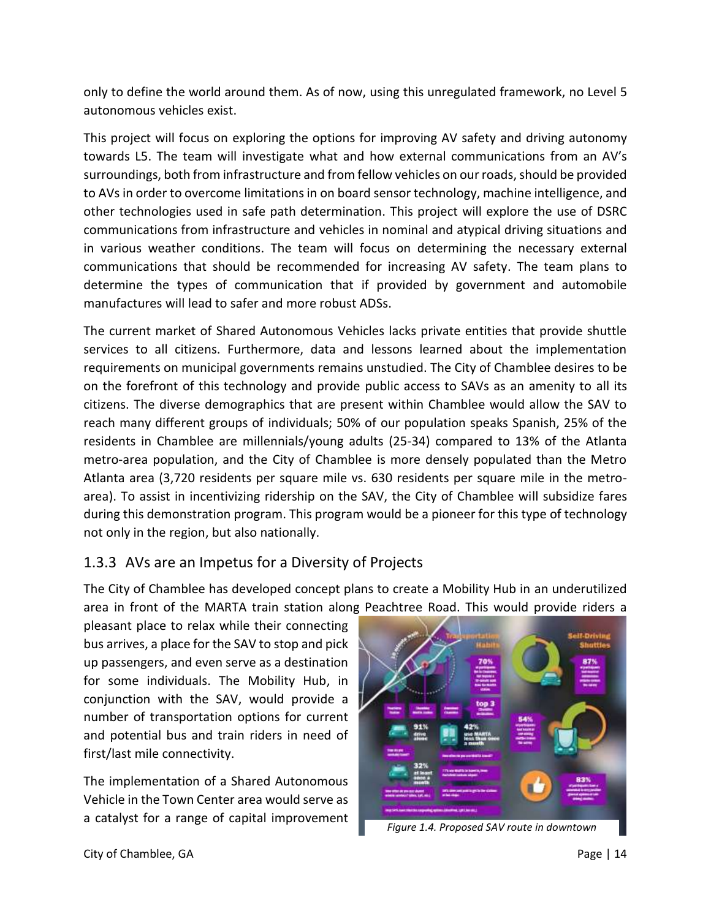only to define the world around them. As of now, using this unregulated framework, no Level 5 autonomous vehicles exist.

This project will focus on exploring the options for improving AV safety and driving autonomy towards L5. The team will investigate what and how external communications from an AV's surroundings, both from infrastructure and from fellow vehicles on our roads, should be provided to AVs in order to overcome limitations in on board sensor technology, machine intelligence, and other technologies used in safe path determination. This project will explore the use of DSRC communications from infrastructure and vehicles in nominal and atypical driving situations and in various weather conditions. The team will focus on determining the necessary external communications that should be recommended for increasing AV safety. The team plans to determine the types of communication that if provided by government and automobile manufactures will lead to safer and more robust ADSs.

The current market of Shared Autonomous Vehicles lacks private entities that provide shuttle services to all citizens. Furthermore, data and lessons learned about the implementation requirements on municipal governments remains unstudied. The City of Chamblee desires to be on the forefront of this technology and provide public access to SAVs as an amenity to all its citizens. The diverse demographics that are present within Chamblee would allow the SAV to reach many different groups of individuals; 50% of our population speaks Spanish, 25% of the residents in Chamblee are millennials/young adults (25-34) compared to 13% of the Atlanta metro-area population, and the City of Chamblee is more densely populated than the Metro Atlanta area (3,720 residents per square mile vs. 630 residents per square mile in the metro-area). To assist in incentivizing ridership on the SAV, the City of Chamblee will subsidize fares during this demonstration program. This program would be a pioneer for this type of technology not only in the region, but also nationally.

### 1.3.3 AVs are an Impetus for a Diversity of Projects

The City of Chamblee has developed concept plans to create a Mobility Hub in an underutilized area in front of the MARTA train station along Peachtree Road. This would provide riders a pleasant place to relax while their connecting bus arrives, a place for the SAV to stop and pick up passengers, and even serve as a destination for some individuals. The Mobility Hub, in conjunction with the SAV, would provide a number of transportation options for current and potential bus and train riders in need of first/last mile connectivity.

*Figure 1.4. Proposed SAV route in downtown*

The implementation of a Shared Autonomous Vehicle in the Town Center area would serve as a catalyst for a range of capital improvement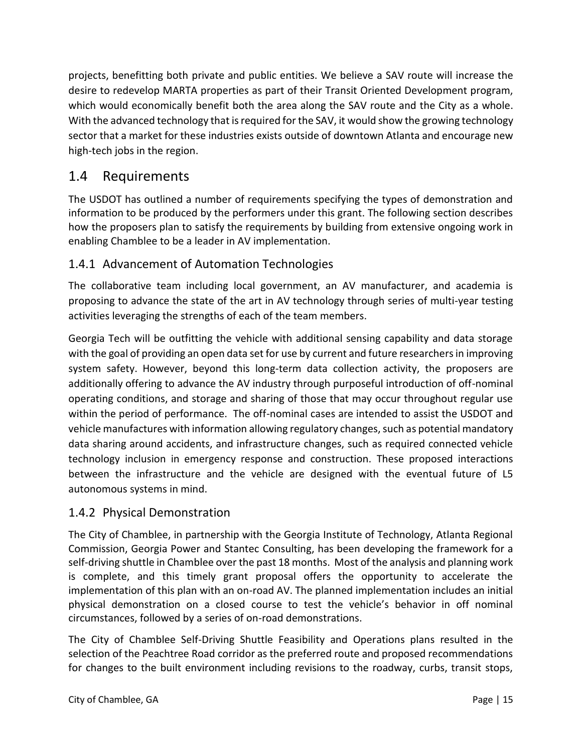projects, benefitting both private and public entities. We believe a SAV route will increase the desire to redevelop MARTA properties as part of their Transit Oriented Development program, which would economically benefit both the area along the SAV route and the City as a whole. With the advanced technology that is required for the SAV, it would show the growing technology sector that a market for these industries exists outside of downtown Atlanta and encourage new high-tech jobs in the region.

## 1.4 Requirements

The USDOT has outlined a number of requirements specifying the types of demonstration and information to be produced by the performers under this grant. The following section describes how the proposers plan to satisfy the requirements by building from extensive ongoing work in enabling Chamblee to be a leader in AV implementation.

### 1.4.1 Advancement of Automation Technologies

The collaborative team including local government, an AV manufacturer, and academia is proposing to advance the state of the art in AV technology through series of multi-year testing activities leveraging the strengths of each of the team members.

Georgia Tech will be outfitting the vehicle with additional sensing capability and data storage with the goal of providing an open data set for use by current and future researchers in improving system safety. However, beyond this long-term data collection activity, the proposers are additionally offering to advance the AV industry through purposeful introduction of off-nominal operating conditions, and storage and sharing of those that may occur throughout regular use within the period of performance. The off-nominal cases are intended to assist the USDOT and vehicle manufactures with information allowing regulatory changes, such as potential mandatory data sharing around accidents, and infrastructure changes, such as required connected vehicle technology inclusion in emergency response and construction. These proposed interactions between the infrastructure and the vehicle are designed with the eventual future of L5 autonomous systems in mind.

### 1.4.2 Physical Demonstration

The City of Chamblee, in partnership with the Georgia Institute of Technology, Atlanta Regional Commission, Georgia Power and Stantec Consulting, has been developing the framework for a self-driving shuttle in Chamblee over the past 18 months. Most of the analysis and planning work is complete, and this timely grant proposal offers the opportunity to accelerate the implementation of this plan with an on-road AV. The planned implementation includes an initial physical demonstration on a closed course to test the vehicle's behavior in off nominal circumstances, followed by a series of on-road demonstrations.

The City of Chamblee Self-Driving Shuttle Feasibility and Operations plans resulted in the selection of the Peachtree Road corridor as the preferred route and proposed recommendations for changes to the built environment including revisions to the roadway, curbs, transit stops,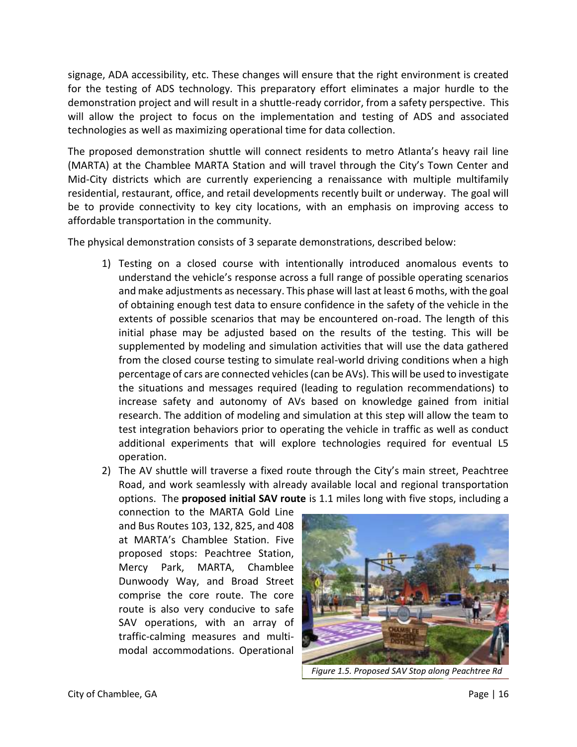signage, ADA accessibility, etc. These changes will ensure that the right environment is created for the testing of ADS technology. This preparatory effort eliminates a major hurdle to the demonstration project and will result in a shuttle-ready corridor, from a safety perspective. This will allow the project to focus on the implementation and testing of ADS and associated technologies as well as maximizing operational time for data collection.

The proposed demonstration shuttle will connect residents to metro Atlanta's heavy rail line (MARTA) at the Chamblee MARTA Station and will travel through the City's Town Center and Mid-City districts which are currently experiencing a renaissance with multiple multifamily residential, restaurant, office, and retail developments recently built or underway. The goal will be to provide connectivity to key city locations, with an emphasis on improving access to affordable transportation in the community.

The physical demonstration consists of 3 separate demonstrations, described below:

1) Testing on a closed course with intentionally introduced anomalous events to understand the vehicle's response across a full range of possible operating scenarios and make adjustments as necessary. This phase will last at least 6 moths, with the goal of obtaining enough test data to ensure confidence in the safety of the vehicle in the extents of possible scenarios that may be encountered on-road. The length of this initial phase may be adjusted based on the results of the testing. This will be supplemented by modeling and simulation activities that will use the data gathered from the closed course testing to simulate real-world driving conditions when a high percentage of cars are connected vehicles (can be AVs). This will be used to investigate the situations and messages required (leading to regulation recommendations) to increase safety and autonomy of AVs based on knowledge gained from initial research. The addition of modeling and simulation at this step will allow the team to test integration behaviors prior to operating the vehicle in traffic as well as conduct additional experiments that will explore technologies required for eventual L5 operation.
2) The AV shuttle will traverse a fixed route through the City's main street, Peachtree Road, and work seamlessly with already available local and regional transportation options. The **proposed initial SAV route** is 1.1 miles long with five stops, including a connection to the MARTA Gold Line and Bus Routes 103, 132, 825, and 408 at MARTA's Chamblee Station. Five proposed stops: Peachtree Station, Mercy Park, MARTA, Chamblee Dunwoody Way, and Broad Street comprise the core route. The core route is also very conducive to safe SAV operations, with an array of traffic-calming measures and multi-modal accommodations. Operational

*Figure 1.5. Proposed SAV Stop along Peachtree Rd*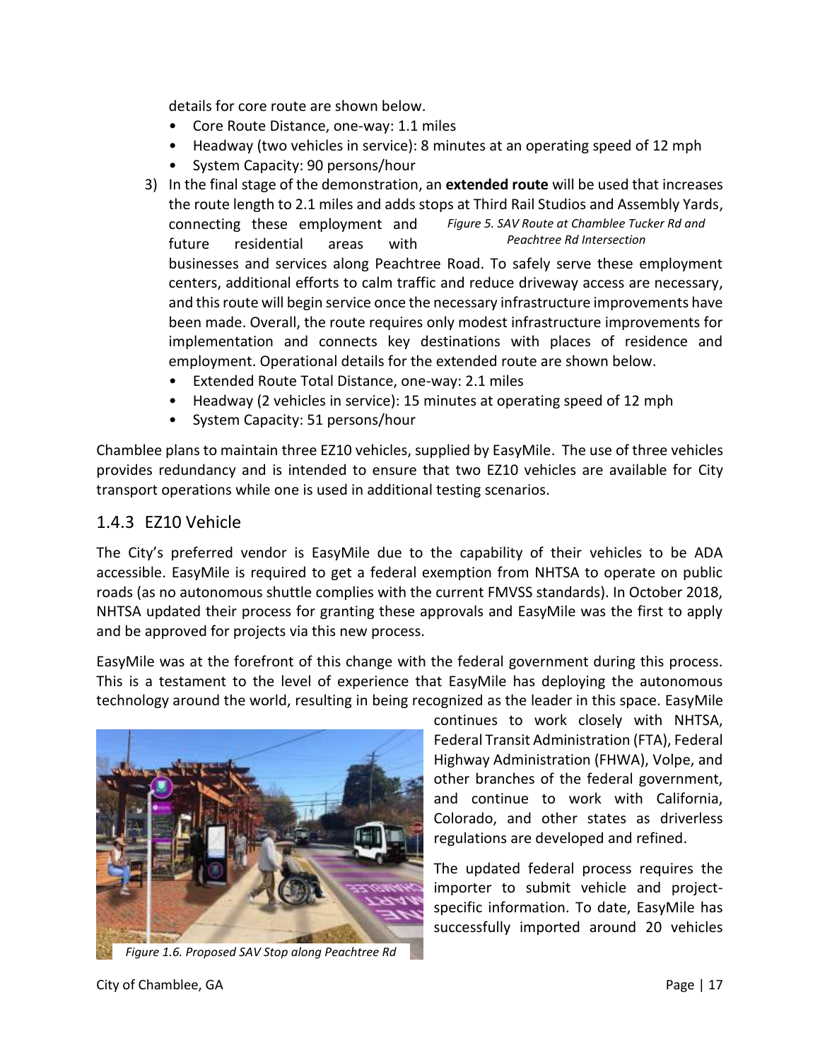details for core route are shown below.

- Core Route Distance, one-way: 1.1 miles
- Headway (two vehicles in service): 8 minutes at an operating speed of 12 mph
- System Capacity: 90 persons/hour

3) In the final stage of the demonstration, an **extended route** will be used that increases the route length to 2.1 miles and adds stops at Third Rail Studios and Assembly Yards, connecting these employment and future residential areas with businesses and services along Peachtree Road. To safely serve these employment centers, additional efforts to calm traffic and reduce driveway access are necessary, and this route will begin service once the necessary infrastructure improvements have been made. Overall, the route requires only modest infrastructure improvements for implementation and connects key destinations with places of residence and employment. Operational details for the extended route are shown below.

   - Extended Route Total Distance, one-way: 2.1 miles
   - Headway (2 vehicles in service): 15 minutes at operating speed of 12 mph
   - System Capacity: 51 persons/hour

*Figure 5. SAV Route at Chamblee Tucker Rd and Peachtree Rd Intersection*

Chamblee plans to maintain three EZ10 vehicles, supplied by EasyMile. The use of three vehicles provides redundancy and is intended to ensure that two EZ10 vehicles are available for City transport operations while one is used in additional testing scenarios.

### 1.4.3 EZ10 Vehicle

The City's preferred vendor is EasyMile due to the capability of their vehicles to be ADA accessible. EasyMile is required to get a federal exemption from NHTSA to operate on public roads (as no autonomous shuttle complies with the current FMVSS standards). In October 2018, NHTSA updated their process for granting these approvals and EasyMile was the first to apply and be approved for projects via this new process.

EasyMile was at the forefront of this change with the federal government during this process. This is a testament to the level of experience that EasyMile has deploying the autonomous technology around the world, resulting in being recognized as the leader in this space. EasyMile continues to work closely with NHTSA, Federal Transit Administration (FTA), Federal Highway Administration (FHWA), Volpe, and other branches of the federal government, and continue to work with California, Colorado, and other states as driverless regulations are developed and refined.

*Figure 1.6. Proposed SAV Stop along Peachtree Rd*

The updated federal process requires the importer to submit vehicle and project-specific information. To date, EasyMile has successfully imported around 20 vehicles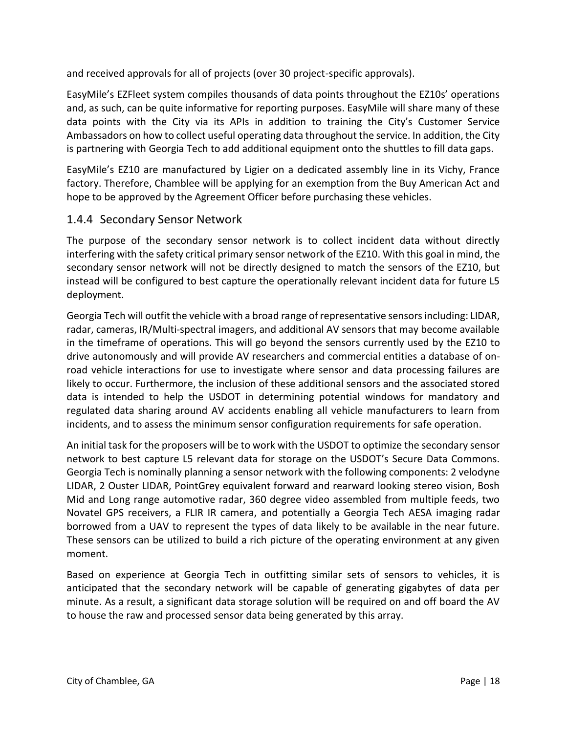and received approvals for all of projects (over 30 project-specific approvals).

EasyMile's EZFleet system compiles thousands of data points throughout the EZ10s' operations and, as such, can be quite informative for reporting purposes. EasyMile will share many of these data points with the City via its APIs in addition to training the City's Customer Service Ambassadors on how to collect useful operating data throughout the service. In addition, the City is partnering with Georgia Tech to add additional equipment onto the shuttles to fill data gaps.

EasyMile's EZ10 are manufactured by Ligier on a dedicated assembly line in its Vichy, France factory. Therefore, Chamblee will be applying for an exemption from the Buy American Act and hope to be approved by the Agreement Officer before purchasing these vehicles.

### 1.4.4 Secondary Sensor Network

The purpose of the secondary sensor network is to collect incident data without directly interfering with the safety critical primary sensor network of the EZ10. With this goal in mind, the secondary sensor network will not be directly designed to match the sensors of the EZ10, but instead will be configured to best capture the operationally relevant incident data for future L5 deployment.

Georgia Tech will outfit the vehicle with a broad range of representative sensors including: LIDAR, radar, cameras, IR/Multi-spectral imagers, and additional AV sensors that may become available in the timeframe of operations. This will go beyond the sensors currently used by the EZ10 to drive autonomously and will provide AV researchers and commercial entities a database of on-road vehicle interactions for use to investigate where sensor and data processing failures are likely to occur. Furthermore, the inclusion of these additional sensors and the associated stored data is intended to help the USDOT in determining potential windows for mandatory and regulated data sharing around AV accidents enabling all vehicle manufacturers to learn from incidents, and to assess the minimum sensor configuration requirements for safe operation.

An initial task for the proposers will be to work with the USDOT to optimize the secondary sensor network to best capture L5 relevant data for storage on the USDOT's Secure Data Commons. Georgia Tech is nominally planning a sensor network with the following components: 2 velodyne LIDAR, 2 Ouster LIDAR, PointGrey equivalent forward and rearward looking stereo vision, Bosh Mid and Long range automotive radar, 360 degree video assembled from multiple feeds, two Novatel GPS receivers, a FLIR IR camera, and potentially a Georgia Tech AESA imaging radar borrowed from a UAV to represent the types of data likely to be available in the near future. These sensors can be utilized to build a rich picture of the operating environment at any given moment.

Based on experience at Georgia Tech in outfitting similar sets of sensors to vehicles, it is anticipated that the secondary network will be capable of generating gigabytes of data per minute. As a result, a significant data storage solution will be required on and off board the AV to house the raw and processed sensor data being generated by this array.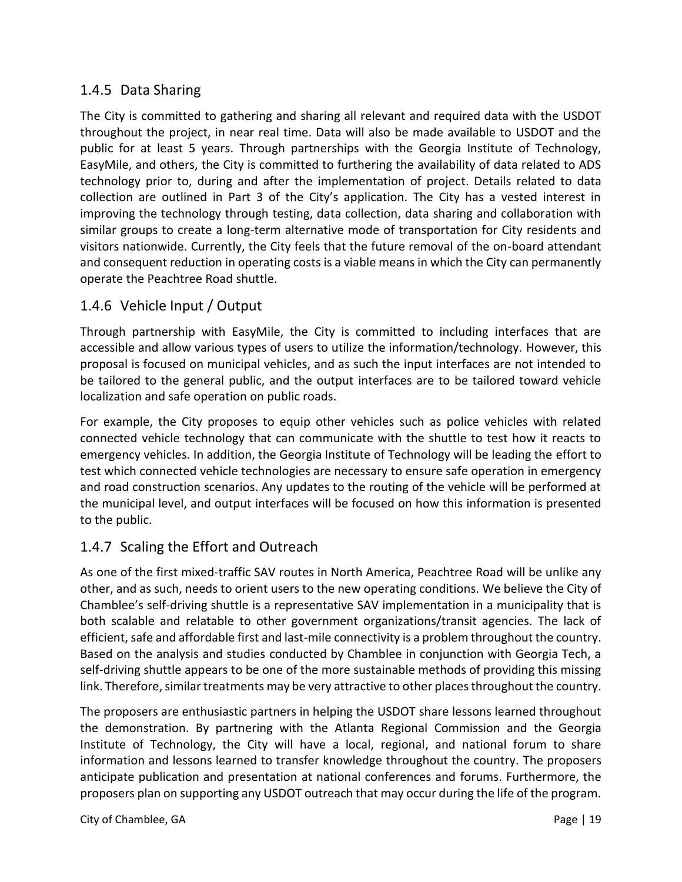### 1.4.5 Data Sharing

The City is committed to gathering and sharing all relevant and required data with the USDOT throughout the project, in near real time. Data will also be made available to USDOT and the public for at least 5 years. Through partnerships with the Georgia Institute of Technology, EasyMile, and others, the City is committed to furthering the availability of data related to ADS technology prior to, during and after the implementation of project. Details related to data collection are outlined in Part 3 of the City's application. The City has a vested interest in improving the technology through testing, data collection, data sharing and collaboration with similar groups to create a long-term alternative mode of transportation for City residents and visitors nationwide. Currently, the City feels that the future removal of the on-board attendant and consequent reduction in operating costs is a viable means in which the City can permanently operate the Peachtree Road shuttle.

### 1.4.6 Vehicle Input / Output

Through partnership with EasyMile, the City is committed to including interfaces that are accessible and allow various types of users to utilize the information/technology. However, this proposal is focused on municipal vehicles, and as such the input interfaces are not intended to be tailored to the general public, and the output interfaces are to be tailored toward vehicle localization and safe operation on public roads.

For example, the City proposes to equip other vehicles such as police vehicles with related connected vehicle technology that can communicate with the shuttle to test how it reacts to emergency vehicles. In addition, the Georgia Institute of Technology will be leading the effort to test which connected vehicle technologies are necessary to ensure safe operation in emergency and road construction scenarios. Any updates to the routing of the vehicle will be performed at the municipal level, and output interfaces will be focused on how this information is presented to the public.

### 1.4.7 Scaling the Effort and Outreach

As one of the first mixed-traffic SAV routes in North America, Peachtree Road will be unlike any other, and as such, needs to orient users to the new operating conditions. We believe the City of Chamblee's self-driving shuttle is a representative SAV implementation in a municipality that is both scalable and relatable to other government organizations/transit agencies. The lack of efficient, safe and affordable first and last-mile connectivity is a problem throughout the country. Based on the analysis and studies conducted by Chamblee in conjunction with Georgia Tech, a self-driving shuttle appears to be one of the more sustainable methods of providing this missing link. Therefore, similar treatments may be very attractive to other places throughout the country.

The proposers are enthusiastic partners in helping the USDOT share lessons learned throughout the demonstration. By partnering with the Atlanta Regional Commission and the Georgia Institute of Technology, the City will have a local, regional, and national forum to share information and lessons learned to transfer knowledge throughout the country. The proposers anticipate publication and presentation at national conferences and forums. Furthermore, the proposers plan on supporting any USDOT outreach that may occur during the life of the program.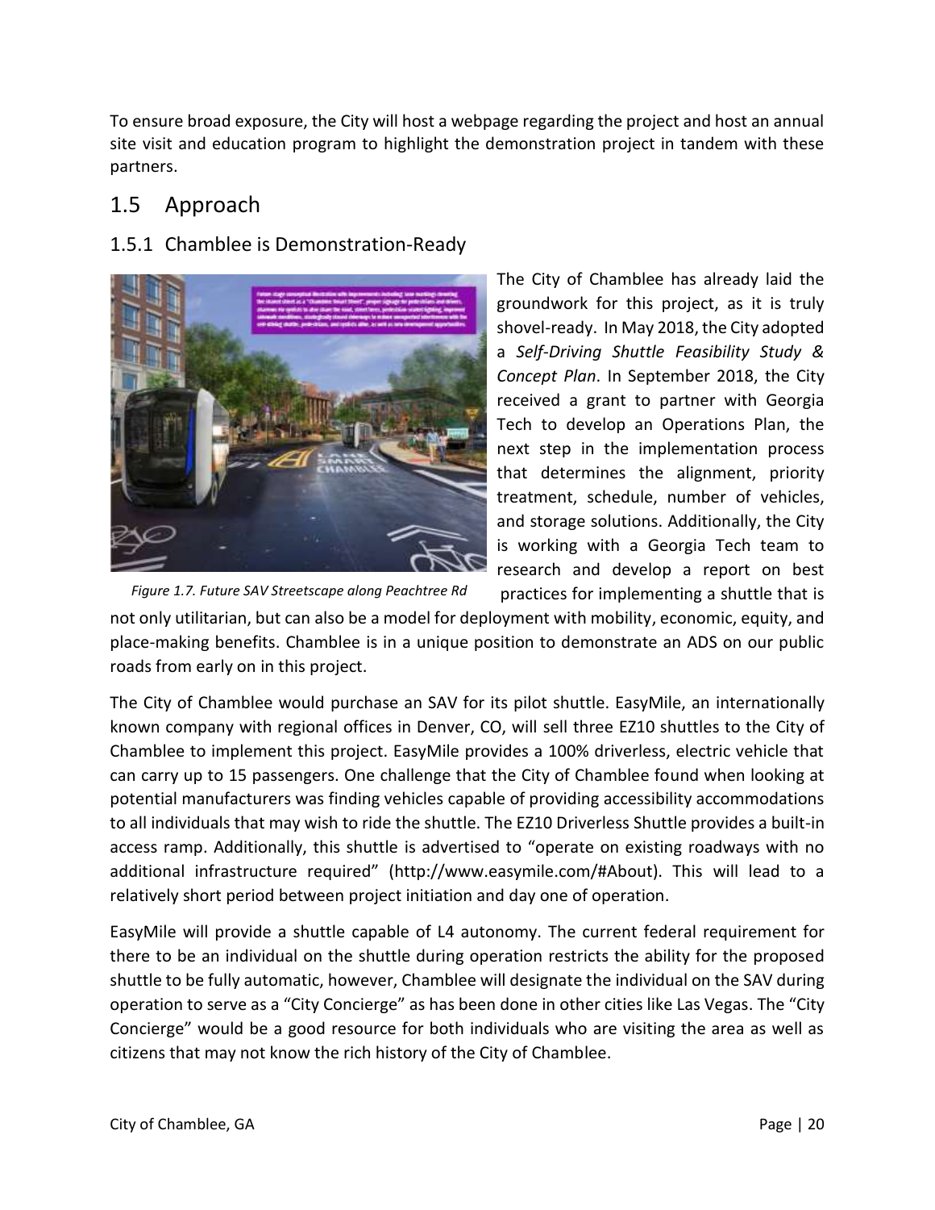To ensure broad exposure, the City will host a webpage regarding the project and host an annual site visit and education program to highlight the demonstration project in tandem with these partners.

## 1.5 Approach

### 1.5.1 Chamblee is Demonstration-Ready

*Figure 1.7. Future SAV Streetscape along Peachtree Rd*

The City of Chamblee has already laid the groundwork for this project, as it is truly shovel-ready. In May 2018, the City adopted a *Self-Driving Shuttle Feasibility Study & Concept Plan*. In September 2018, the City received a grant to partner with Georgia Tech to develop an Operations Plan, the next step in the implementation process that determines the alignment, priority treatment, schedule, number of vehicles, and storage solutions. Additionally, the City is working with a Georgia Tech team to research and develop a report on best practices for implementing a shuttle that is not only utilitarian, but can also be a model for deployment with mobility, economic, equity, and place-making benefits. Chamblee is in a unique position to demonstrate an ADS on our public roads from early on in this project.

The City of Chamblee would purchase an SAV for its pilot shuttle. EasyMile, an internationally known company with regional offices in Denver, CO, will sell three EZ10 shuttles to the City of Chamblee to implement this project. EasyMile provides a 100% driverless, electric vehicle that can carry up to 15 passengers. One challenge that the City of Chamblee found when looking at potential manufacturers was finding vehicles capable of providing accessibility accommodations to all individuals that may wish to ride the shuttle. The EZ10 Driverless Shuttle provides a built-in access ramp. Additionally, this shuttle is advertised to "operate on existing roadways with no additional infrastructure required" (http://www.easymile.com/#About). This will lead to a relatively short period between project initiation and day one of operation.

EasyMile will provide a shuttle capable of L4 autonomy. The current federal requirement for there to be an individual on the shuttle during operation restricts the ability for the proposed shuttle to be fully automatic, however, Chamblee will designate the individual on the SAV during operation to serve as a "City Concierge" as has been done in other cities like Las Vegas. The "City Concierge" would be a good resource for both individuals who are visiting the area as well as citizens that may not know the rich history of the City of Chamblee.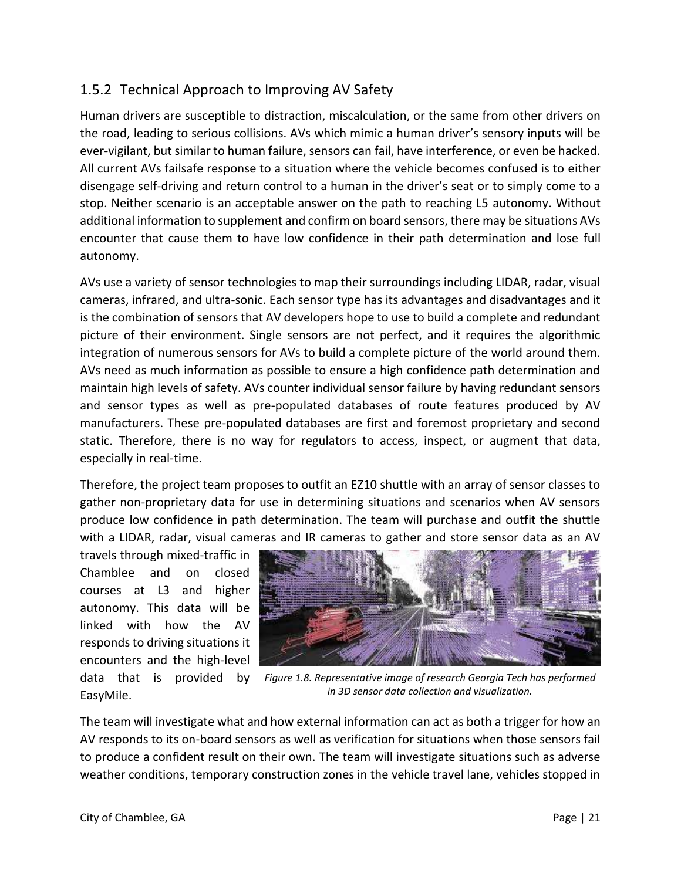### 1.5.2 Technical Approach to Improving AV Safety

Human drivers are susceptible to distraction, miscalculation, or the same from other drivers on the road, leading to serious collisions. AVs which mimic a human driver's sensory inputs will be ever-vigilant, but similar to human failure, sensors can fail, have interference, or even be hacked. All current AVs failsafe response to a situation where the vehicle becomes confused is to either disengage self-driving and return control to a human in the driver's seat or to simply come to a stop. Neither scenario is an acceptable answer on the path to reaching L5 autonomy. Without additional information to supplement and confirm on board sensors, there may be situations AVs encounter that cause them to have low confidence in their path determination and lose full autonomy.

AVs use a variety of sensor technologies to map their surroundings including LIDAR, radar, visual cameras, infrared, and ultra-sonic. Each sensor type has its advantages and disadvantages and it is the combination of sensors that AV developers hope to use to build a complete and redundant picture of their environment. Single sensors are not perfect, and it requires the algorithmic integration of numerous sensors for AVs to build a complete picture of the world around them. AVs need as much information as possible to ensure a high confidence path determination and maintain high levels of safety. AVs counter individual sensor failure by having redundant sensors and sensor types as well as pre-populated databases of route features produced by AV manufacturers. These pre-populated databases are first and foremost proprietary and second static. Therefore, there is no way for regulators to access, inspect, or augment that data, especially in real-time.

Therefore, the project team proposes to outfit an EZ10 shuttle with an array of sensor classes to gather non-proprietary data for use in determining situations and scenarios when AV sensors produce low confidence in path determination. The team will purchase and outfit the shuttle with a LIDAR, radar, visual cameras and IR cameras to gather and store sensor data as an AV travels through mixed-traffic in Chamblee and on closed courses at L3 and higher autonomy. This data will be linked with how the AV responds to driving situations it encounters and the high-level data that is provided by EasyMile.

*Figure 1.8. Representative image of research Georgia Tech has performed in 3D sensor data collection and visualization.*

The team will investigate what and how external information can act as both a trigger for how an AV responds to its on-board sensors as well as verification for situations when those sensors fail to produce a confident result on their own. The team will investigate situations such as adverse weather conditions, temporary construction zones in the vehicle travel lane, vehicles stopped in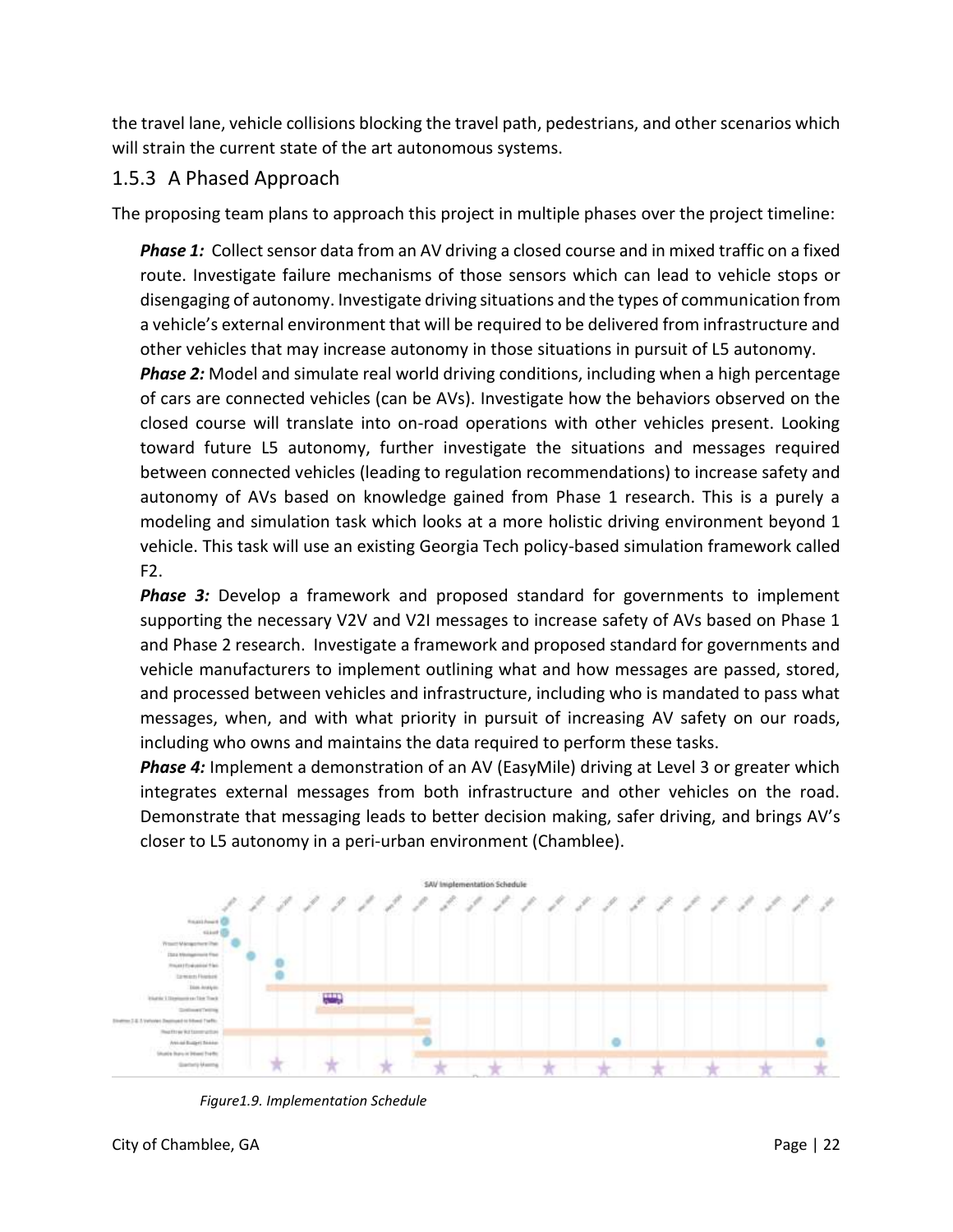the travel lane, vehicle collisions blocking the travel path, pedestrians, and other scenarios which will strain the current state of the art autonomous systems.

### 1.5.3 A Phased Approach

The proposing team plans to approach this project in multiple phases over the project timeline:

***Phase 1:*** Collect sensor data from an AV driving a closed course and in mixed traffic on a fixed route. Investigate failure mechanisms of those sensors which can lead to vehicle stops or disengaging of autonomy. Investigate driving situations and the types of communication from a vehicle's external environment that will be required to be delivered from infrastructure and other vehicles that may increase autonomy in those situations in pursuit of L5 autonomy.

***Phase 2:*** Model and simulate real world driving conditions, including when a high percentage of cars are connected vehicles (can be AVs). Investigate how the behaviors observed on the closed course will translate into on-road operations with other vehicles present. Looking toward future L5 autonomy, further investigate the situations and messages required between connected vehicles (leading to regulation recommendations) to increase safety and autonomy of AVs based on knowledge gained from Phase 1 research. This is a purely a modeling and simulation task which looks at a more holistic driving environment beyond 1 vehicle. This task will use an existing Georgia Tech policy-based simulation framework called F2.

***Phase 3:*** Develop a framework and proposed standard for governments to implement supporting the necessary V2V and V2I messages to increase safety of AVs based on Phase 1 and Phase 2 research. Investigate a framework and proposed standard for governments and vehicle manufacturers to implement outlining what and how messages are passed, stored, and processed between vehicles and infrastructure, including who is mandated to pass what messages, when, and with what priority in pursuit of increasing AV safety on our roads, including who owns and maintains the data required to perform these tasks.

***Phase 4:*** Implement a demonstration of an AV (EasyMile) driving at Level 3 or greater which integrates external messages from both infrastructure and other vehicles on the road. Demonstrate that messaging leads to better decision making, safer driving, and brings AV's closer to L5 autonomy in a peri-urban environment (Chamblee).

*Figure1.9. Implementation Schedule*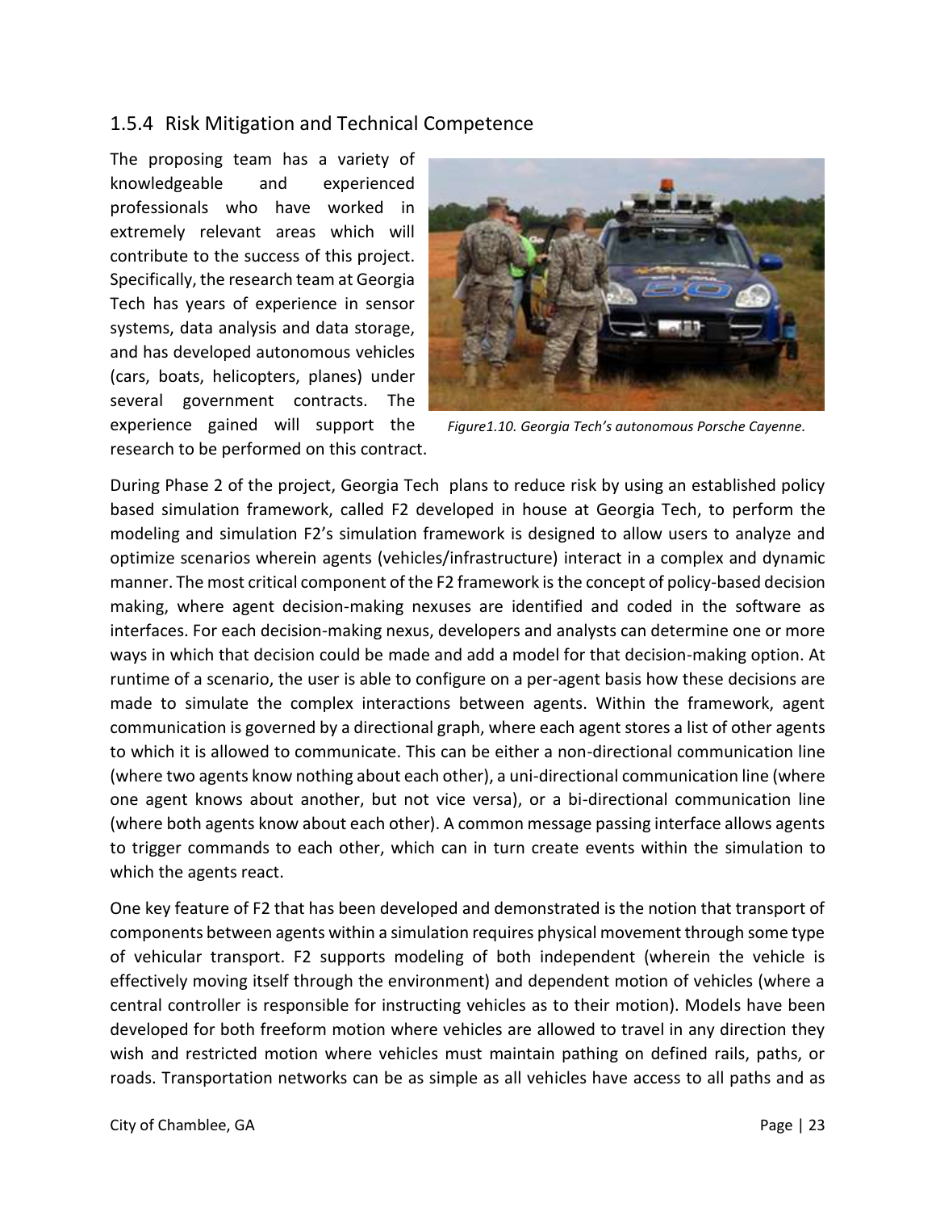### 1.5.4 Risk Mitigation and Technical Competence

The proposing team has a variety of knowledgeable and experienced professionals who have worked in extremely relevant areas which will contribute to the success of this project. Specifically, the research team at Georgia Tech has years of experience in sensor systems, data analysis and data storage, and has developed autonomous vehicles (cars, boats, helicopters, planes) under several government contracts. The experience gained will support the research to be performed on this contract.

*Figure1.10. Georgia Tech's autonomous Porsche Cayenne.*

During Phase 2 of the project, Georgia Tech plans to reduce risk by using an established policy based simulation framework, called F2 developed in house at Georgia Tech, to perform the modeling and simulation F2's simulation framework is designed to allow users to analyze and optimize scenarios wherein agents (vehicles/infrastructure) interact in a complex and dynamic manner. The most critical component of the F2 framework is the concept of policy-based decision making, where agent decision-making nexuses are identified and coded in the software as interfaces. For each decision-making nexus, developers and analysts can determine one or more ways in which that decision could be made and add a model for that decision-making option. At runtime of a scenario, the user is able to configure on a per-agent basis how these decisions are made to simulate the complex interactions between agents. Within the framework, agent communication is governed by a directional graph, where each agent stores a list of other agents to which it is allowed to communicate. This can be either a non-directional communication line (where two agents know nothing about each other), a uni-directional communication line (where one agent knows about another, but not vice versa), or a bi-directional communication line (where both agents know about each other). A common message passing interface allows agents to trigger commands to each other, which can in turn create events within the simulation to which the agents react.

One key feature of F2 that has been developed and demonstrated is the notion that transport of components between agents within a simulation requires physical movement through some type of vehicular transport. F2 supports modeling of both independent (wherein the vehicle is effectively moving itself through the environment) and dependent motion of vehicles (where a central controller is responsible for instructing vehicles as to their motion). Models have been developed for both freeform motion where vehicles are allowed to travel in any direction they wish and restricted motion where vehicles must maintain pathing on defined rails, paths, or roads. Transportation networks can be as simple as all vehicles have access to all paths and as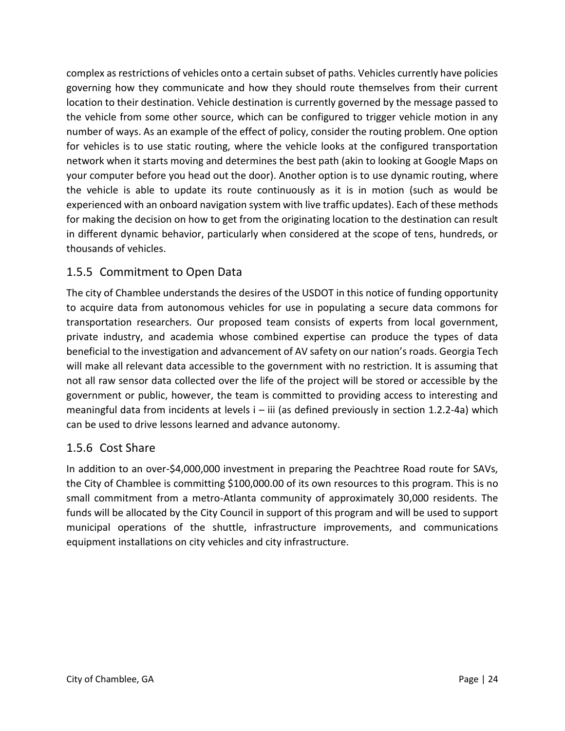complex as restrictions of vehicles onto a certain subset of paths. Vehicles currently have policies governing how they communicate and how they should route themselves from their current location to their destination. Vehicle destination is currently governed by the message passed to the vehicle from some other source, which can be configured to trigger vehicle motion in any number of ways. As an example of the effect of policy, consider the routing problem. One option for vehicles is to use static routing, where the vehicle looks at the configured transportation network when it starts moving and determines the best path (akin to looking at Google Maps on your computer before you head out the door). Another option is to use dynamic routing, where the vehicle is able to update its route continuously as it is in motion (such as would be experienced with an onboard navigation system with live traffic updates). Each of these methods for making the decision on how to get from the originating location to the destination can result in different dynamic behavior, particularly when considered at the scope of tens, hundreds, or thousands of vehicles.

### 1.5.5 Commitment to Open Data

The city of Chamblee understands the desires of the USDOT in this notice of funding opportunity to acquire data from autonomous vehicles for use in populating a secure data commons for transportation researchers. Our proposed team consists of experts from local government, private industry, and academia whose combined expertise can produce the types of data beneficial to the investigation and advancement of AV safety on our nation's roads. Georgia Tech will make all relevant data accessible to the government with no restriction. It is assuming that not all raw sensor data collected over the life of the project will be stored or accessible by the government or public, however, the team is committed to providing access to interesting and meaningful data from incidents at levels i – iii (as defined previously in section 1.2.2-4a) which can be used to drive lessons learned and advance autonomy.

### 1.5.6 Cost Share

In addition to an over-$4,000,000 investment in preparing the Peachtree Road route for SAVs, the City of Chamblee is committing $100,000.00 of its own resources to this program. This is no small commitment from a metro-Atlanta community of approximately 30,000 residents. The funds will be allocated by the City Council in support of this program and will be used to support municipal operations of the shuttle, infrastructure improvements, and communications equipment installations on city vehicles and city infrastructure.